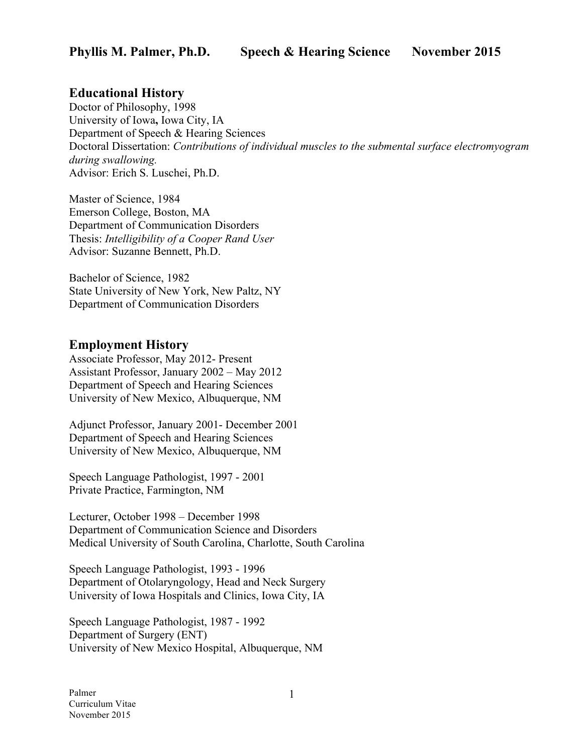# Phyllis M. Palmer, Ph.D. Speech & Hearing Science November 2015

## Educational History

Doctor of Philosophy, 1998
University of Iowa, Iowa City, IA
Department of Speech & Hearing Sciences
Doctoral Dissertation: *Contributions of individual muscles to the submental surface electromyogram during swallowing.*
Advisor: Erich S. Luschei, Ph.D.

Master of Science, 1984
Emerson College, Boston, MA
Department of Communication Disorders
Thesis: *Intelligibility of a Cooper Rand User*
Advisor: Suzanne Bennett, Ph.D.

Bachelor of Science, 1982
State University of New York, New Paltz, NY
Department of Communication Disorders

## Employment History

Associate Professor, May 2012- Present
Assistant Professor, January 2002 – May 2012
Department of Speech and Hearing Sciences
University of New Mexico, Albuquerque, NM

Adjunct Professor, January 2001- December 2001
Department of Speech and Hearing Sciences
University of New Mexico, Albuquerque, NM

Speech Language Pathologist, 1997 - 2001
Private Practice, Farmington, NM

Lecturer, October 1998 – December 1998
Department of Communication Science and Disorders
Medical University of South Carolina, Charlotte, South Carolina

Speech Language Pathologist, 1993 - 1996
Department of Otolaryngology, Head and Neck Surgery
University of Iowa Hospitals and Clinics, Iowa City, IA

Speech Language Pathologist, 1987 - 1992
Department of Surgery (ENT)
University of New Mexico Hospital, Albuquerque, NM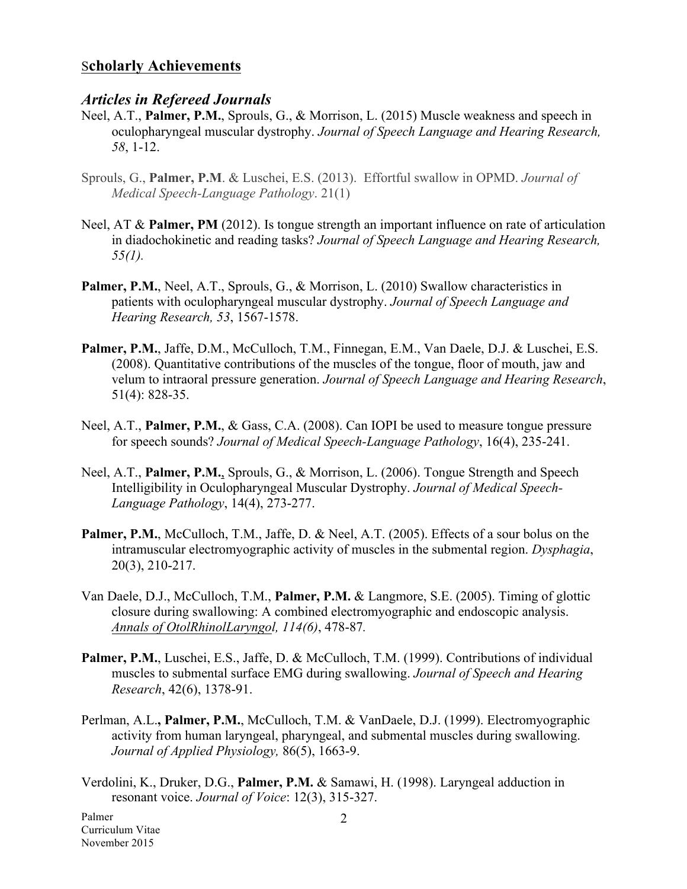## Scholarly Achievements

### *Articles in Refereed Journals*

Neel, A.T., **Palmer, P.M.**, Sprouls, G., & Morrison, L. (2015) Muscle weakness and speech in oculopharyngeal muscular dystrophy. *Journal of Speech Language and Hearing Research, 58*, 1-12.

Sprouls, G., **Palmer, P.M**. & Luschei, E.S. (2013). Effortful swallow in OPMD. *Journal of Medical Speech-Language Pathology*. 21(1)

Neel, AT & **Palmer, PM** (2012). Is tongue strength an important influence on rate of articulation in diadochokinetic and reading tasks? *Journal of Speech Language and Hearing Research, 55(1).*

**Palmer, P.M.**, Neel, A.T., Sprouls, G., & Morrison, L. (2010) Swallow characteristics in patients with oculopharyngeal muscular dystrophy. *Journal of Speech Language and Hearing Research, 53*, 1567-1578.

**Palmer, P.M.**, Jaffe, D.M., McCulloch, T.M., Finnegan, E.M., Van Daele, D.J. & Luschei, E.S. (2008). Quantitative contributions of the muscles of the tongue, floor of mouth, jaw and velum to intraoral pressure generation. *Journal of Speech Language and Hearing Research*, 51(4): 828-35.

Neel, A.T., **Palmer, P.M.**, & Gass, C.A. (2008). Can IOPI be used to measure tongue pressure for speech sounds? *Journal of Medical Speech-Language Pathology*, 16(4), 235-241.

Neel, A.T., **Palmer, P.M.**, Sprouls, G., & Morrison, L. (2006). Tongue Strength and Speech Intelligibility in Oculopharyngeal Muscular Dystrophy. *Journal of Medical Speech-Language Pathology*, 14(4), 273-277.

**Palmer, P.M.**, McCulloch, T.M., Jaffe, D. & Neel, A.T. (2005). Effects of a sour bolus on the intramuscular electromyographic activity of muscles in the submental region. *Dysphagia*, 20(3), 210-217.

Van Daele, D.J., McCulloch, T.M., **Palmer, P.M.** & Langmore, S.E. (2005). Timing of glottic closure during swallowing: A combined electromyographic and endoscopic analysis. *Annals of OtolRhinolLaryngol, 114(6)*, 478-87.

**Palmer, P.M.**, Luschei, E.S., Jaffe, D. & McCulloch, T.M. (1999). Contributions of individual muscles to submental surface EMG during swallowing. *Journal of Speech and Hearing Research*, 42(6), 1378-91.

Perlman, A.L., **Palmer, P.M.**, McCulloch, T.M. & VanDaele, D.J. (1999). Electromyographic activity from human laryngeal, pharyngeal, and submental muscles during swallowing. *Journal of Applied Physiology,* 86(5), 1663-9.

Verdolini, K., Druker, D.G., **Palmer, P.M.** & Samawi, H. (1998). Laryngeal adduction in resonant voice. *Journal of Voice*: 12(3), 315-327.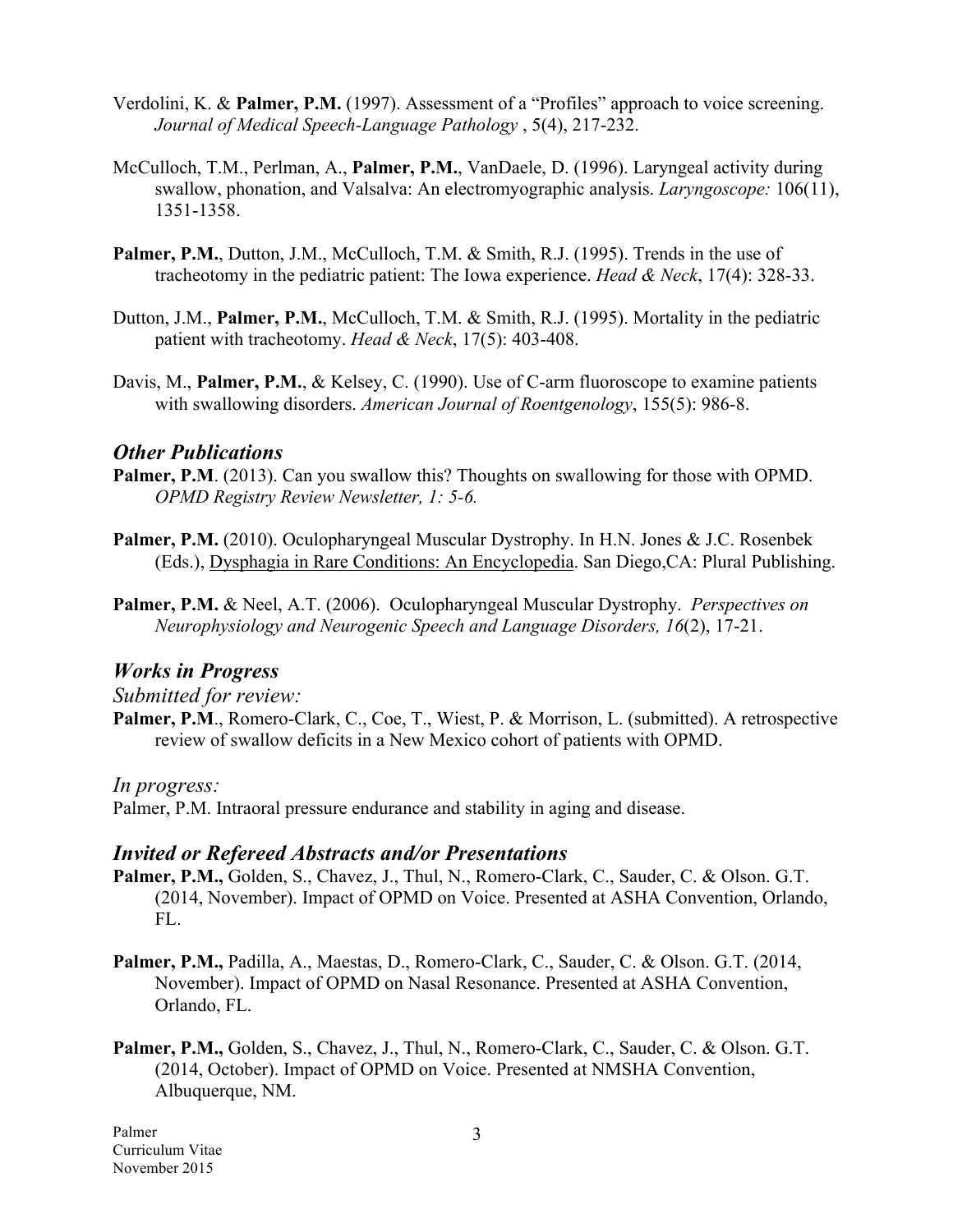Verdolini, K. & **Palmer, P.M.** (1997). Assessment of a "Profiles" approach to voice screening. *Journal of Medical Speech-Language Pathology* , 5(4), 217-232.

McCulloch, T.M., Perlman, A., **Palmer, P.M.**, VanDaele, D. (1996). Laryngeal activity during swallow, phonation, and Valsalva: An electromyographic analysis. *Laryngoscope:* 106(11), 1351-1358.

**Palmer, P.M.**, Dutton, J.M., McCulloch, T.M. & Smith, R.J. (1995). Trends in the use of tracheotomy in the pediatric patient: The Iowa experience. *Head & Neck*, 17(4): 328-33.

Dutton, J.M., **Palmer, P.M.**, McCulloch, T.M. & Smith, R.J. (1995). Mortality in the pediatric patient with tracheotomy. *Head & Neck*, 17(5): 403-408.

Davis, M., **Palmer, P.M.**, & Kelsey, C. (1990). Use of C-arm fluoroscope to examine patients with swallowing disorders. *American Journal of Roentgenology*, 155(5): 986-8.

## *Other Publications*

**Palmer, P.M**. (2013). Can you swallow this? Thoughts on swallowing for those with OPMD. *OPMD Registry Review Newsletter, 1: 5-6.*

**Palmer, P.M.** (2010). Oculopharyngeal Muscular Dystrophy. In H.N. Jones & J.C. Rosenbek (Eds.), <u>Dysphagia in Rare Conditions: An Encyclopedia</u>. San Diego,CA: Plural Publishing.

**Palmer, P.M.** & Neel, A.T. (2006). Oculopharyngeal Muscular Dystrophy. *Perspectives on Neurophysiology and Neurogenic Speech and Language Disorders, 16*(2), 17-21.

## *Works in Progress*

*Submitted for review:*

**Palmer, P.M**., Romero-Clark, C., Coe, T., Wiest, P. & Morrison, L. (submitted). A retrospective review of swallow deficits in a New Mexico cohort of patients with OPMD.

*In progress:*

Palmer, P.M. Intraoral pressure endurance and stability in aging and disease.

## *Invited or Refereed Abstracts and/or Presentations*

**Palmer, P.M.,** Golden, S., Chavez, J., Thul, N., Romero-Clark, C., Sauder, C. & Olson. G.T. (2014, November). Impact of OPMD on Voice. Presented at ASHA Convention, Orlando, FL.

**Palmer, P.M.,** Padilla, A., Maestas, D., Romero-Clark, C., Sauder, C. & Olson. G.T. (2014, November). Impact of OPMD on Nasal Resonance. Presented at ASHA Convention, Orlando, FL.

**Palmer, P.M.,** Golden, S., Chavez, J., Thul, N., Romero-Clark, C., Sauder, C. & Olson. G.T. (2014, October). Impact of OPMD on Voice. Presented at NMSHA Convention, Albuquerque, NM.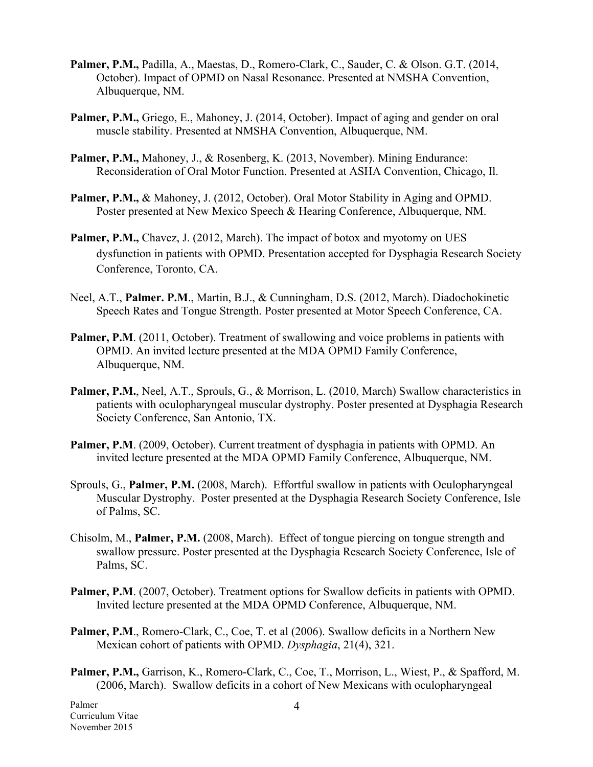**Palmer, P.M.,** Padilla, A., Maestas, D., Romero-Clark, C., Sauder, C. & Olson. G.T. (2014, October). Impact of OPMD on Nasal Resonance. Presented at NMSHA Convention, Albuquerque, NM.

**Palmer, P.M.,** Griego, E., Mahoney, J. (2014, October). Impact of aging and gender on oral muscle stability. Presented at NMSHA Convention, Albuquerque, NM.

**Palmer, P.M.,** Mahoney, J., & Rosenberg, K. (2013, November). Mining Endurance: Reconsideration of Oral Motor Function. Presented at ASHA Convention, Chicago, Il.

**Palmer, P.M.,** & Mahoney, J. (2012, October). Oral Motor Stability in Aging and OPMD. Poster presented at New Mexico Speech & Hearing Conference, Albuquerque, NM.

**Palmer, P.M.,** Chavez, J. (2012, March). The impact of botox and myotomy on UES dysfunction in patients with OPMD. Presentation accepted for Dysphagia Research Society Conference, Toronto, CA.

Neel, A.T., **Palmer. P.M**., Martin, B.J., & Cunningham, D.S. (2012, March). Diadochokinetic Speech Rates and Tongue Strength. Poster presented at Motor Speech Conference, CA.

**Palmer, P.M**. (2011, October). Treatment of swallowing and voice problems in patients with OPMD. An invited lecture presented at the MDA OPMD Family Conference, Albuquerque, NM.

**Palmer, P.M.**, Neel, A.T., Sprouls, G., & Morrison, L. (2010, March) Swallow characteristics in patients with oculopharyngeal muscular dystrophy. Poster presented at Dysphagia Research Society Conference, San Antonio, TX.

**Palmer, P.M**. (2009, October). Current treatment of dysphagia in patients with OPMD. An invited lecture presented at the MDA OPMD Family Conference, Albuquerque, NM.

Sprouls, G., **Palmer, P.M.** (2008, March). Effortful swallow in patients with Oculopharyngeal Muscular Dystrophy. Poster presented at the Dysphagia Research Society Conference, Isle of Palms, SC.

Chisolm, M., **Palmer, P.M.** (2008, March). Effect of tongue piercing on tongue strength and swallow pressure. Poster presented at the Dysphagia Research Society Conference, Isle of Palms, SC.

**Palmer, P.M**. (2007, October). Treatment options for Swallow deficits in patients with OPMD. Invited lecture presented at the MDA OPMD Conference, Albuquerque, NM.

**Palmer, P.M**., Romero-Clark, C., Coe, T. et al (2006). Swallow deficits in a Northern New Mexican cohort of patients with OPMD. *Dysphagia*, 21(4), 321.

**Palmer, P.M.,** Garrison, K., Romero-Clark, C., Coe, T., Morrison, L., Wiest, P., & Spafford, M. (2006, March). Swallow deficits in a cohort of New Mexicans with oculopharyngeal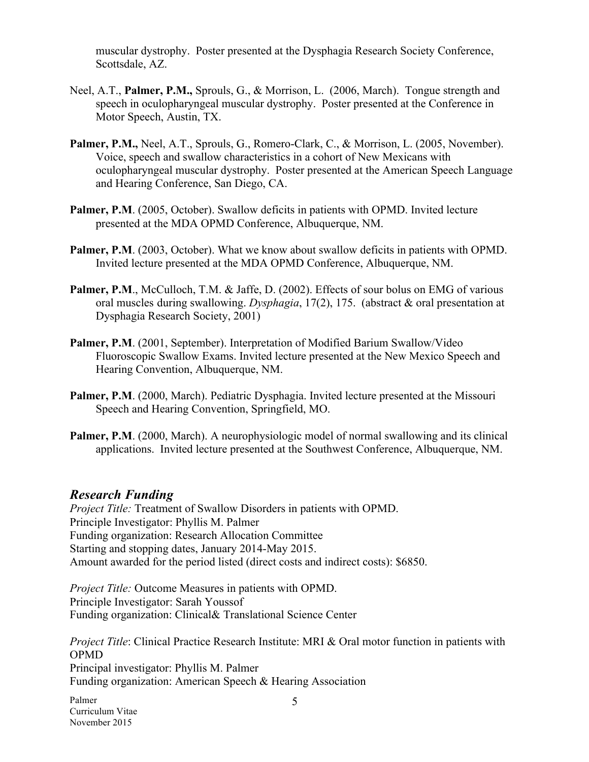muscular dystrophy. Poster presented at the Dysphagia Research Society Conference, Scottsdale, AZ.

Neel, A.T., **Palmer, P.M.,** Sprouls, G., & Morrison, L. (2006, March). Tongue strength and speech in oculopharyngeal muscular dystrophy. Poster presented at the Conference in Motor Speech, Austin, TX.

**Palmer, P.M.,** Neel, A.T., Sprouls, G., Romero-Clark, C., & Morrison, L. (2005, November). Voice, speech and swallow characteristics in a cohort of New Mexicans with oculopharyngeal muscular dystrophy. Poster presented at the American Speech Language and Hearing Conference, San Diego, CA.

**Palmer, P.M**. (2005, October). Swallow deficits in patients with OPMD. Invited lecture presented at the MDA OPMD Conference, Albuquerque, NM.

**Palmer, P.M**. (2003, October). What we know about swallow deficits in patients with OPMD. Invited lecture presented at the MDA OPMD Conference, Albuquerque, NM.

**Palmer, P.M**., McCulloch, T.M. & Jaffe, D. (2002). Effects of sour bolus on EMG of various oral muscles during swallowing. *Dysphagia*, 17(2), 175. (abstract & oral presentation at Dysphagia Research Society, 2001)

**Palmer, P.M**. (2001, September). Interpretation of Modified Barium Swallow/Video Fluoroscopic Swallow Exams. Invited lecture presented at the New Mexico Speech and Hearing Convention, Albuquerque, NM.

**Palmer, P.M**. (2000, March). Pediatric Dysphagia. Invited lecture presented at the Missouri Speech and Hearing Convention, Springfield, MO.

**Palmer, P.M**. (2000, March). A neurophysiologic model of normal swallowing and its clinical applications. Invited lecture presented at the Southwest Conference, Albuquerque, NM.

## *Research Funding*

*Project Title:* Treatment of Swallow Disorders in patients with OPMD.
Principle Investigator: Phyllis M. Palmer
Funding organization: Research Allocation Committee
Starting and stopping dates, January 2014-May 2015.
Amount awarded for the period listed (direct costs and indirect costs): $6850.

*Project Title:* Outcome Measures in patients with OPMD.
Principle Investigator: Sarah Youssof
Funding organization: Clinical& Translational Science Center

*Project Title*: Clinical Practice Research Institute: MRI & Oral motor function in patients with OPMD
Principal investigator: Phyllis M. Palmer
Funding organization: American Speech & Hearing Association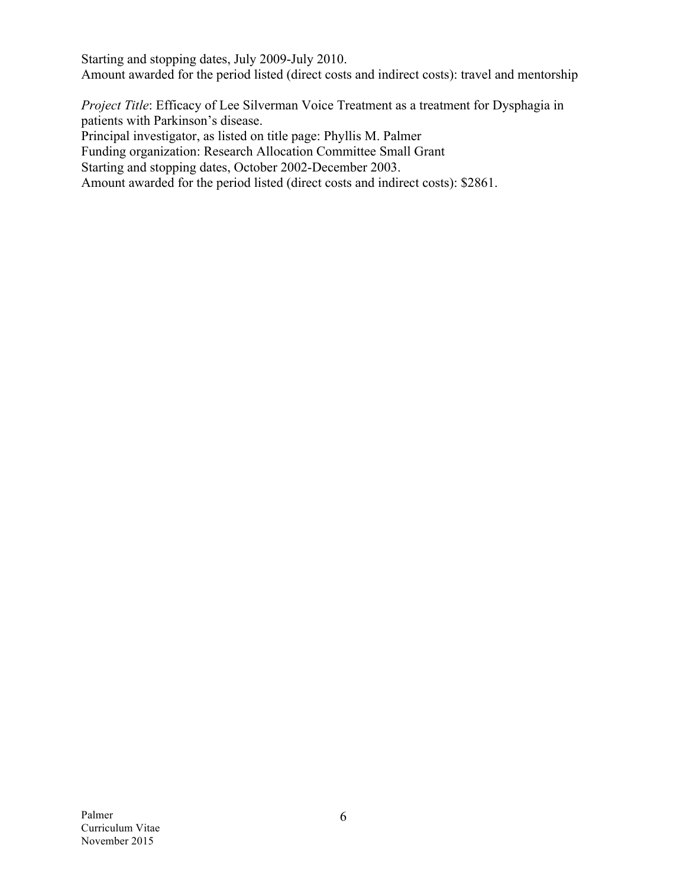Starting and stopping dates, July 2009-July 2010.
Amount awarded for the period listed (direct costs and indirect costs): travel and mentorship

*Project Title*: Efficacy of Lee Silverman Voice Treatment as a treatment for Dysphagia in patients with Parkinson's disease.
Principal investigator, as listed on title page: Phyllis M. Palmer
Funding organization: Research Allocation Committee Small Grant
Starting and stopping dates, October 2002-December 2003.
Amount awarded for the period listed (direct costs and indirect costs): $2861.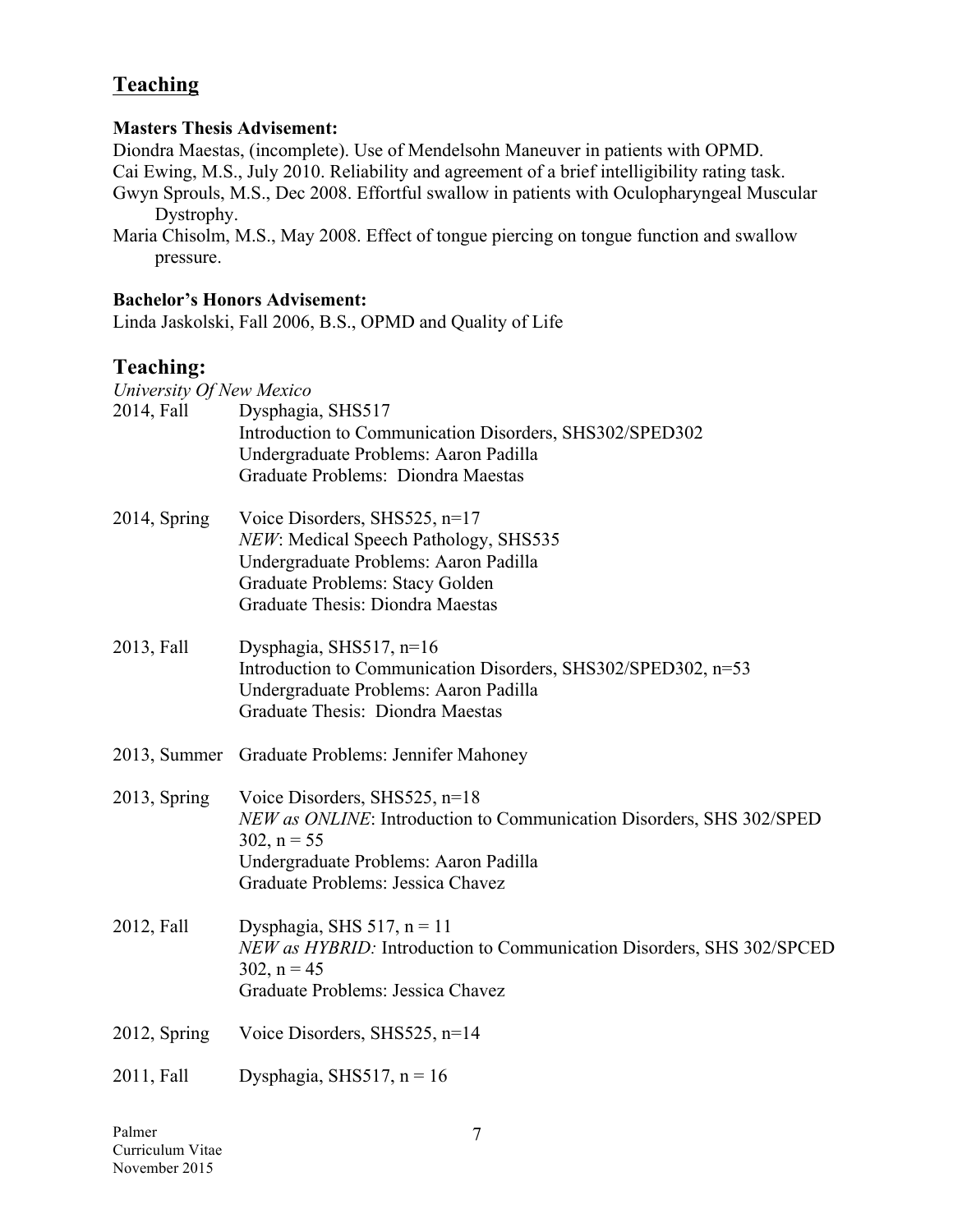## Teaching

**Masters Thesis Advisement:**

Diondra Maestas, (incomplete). Use of Mendelsohn Maneuver in patients with OPMD.

Cai Ewing, M.S., July 2010. Reliability and agreement of a brief intelligibility rating task.

Gwyn Sprouls, M.S., Dec 2008. Effortful swallow in patients with Oculopharyngeal Muscular Dystrophy.

Maria Chisolm, M.S., May 2008. Effect of tongue piercing on tongue function and swallow pressure.

**Bachelor's Honors Advisement:**

Linda Jaskolski, Fall 2006, B.S., OPMD and Quality of Life

## Teaching:

*University Of New Mexico*

2014, Fall
- Dysphagia, SHS517
- Introduction to Communication Disorders, SHS302/SPED302
- Undergraduate Problems: Aaron Padilla
- Graduate Problems: Diondra Maestas

2014, Spring
- Voice Disorders, SHS525, n=17
- *NEW*: Medical Speech Pathology, SHS535
- Undergraduate Problems: Aaron Padilla
- Graduate Problems: Stacy Golden
- Graduate Thesis: Diondra Maestas

2013, Fall
- Dysphagia, SHS517, n=16
- Introduction to Communication Disorders, SHS302/SPED302, n=53
- Undergraduate Problems: Aaron Padilla
- Graduate Thesis: Diondra Maestas

2013, Summer
- Graduate Problems: Jennifer Mahoney

2013, Spring
- Voice Disorders, SHS525, n=18
- *NEW as ONLINE*: Introduction to Communication Disorders, SHS 302/SPED 302, n = 55
- Undergraduate Problems: Aaron Padilla
- Graduate Problems: Jessica Chavez

2012, Fall
- Dysphagia, SHS 517, n = 11
- *NEW as HYBRID:* Introduction to Communication Disorders, SHS 302/SPCED 302, n = 45
- Graduate Problems: Jessica Chavez

2012, Spring
- Voice Disorders, SHS525, n=14

2011, Fall
- Dysphagia, SHS517, n = 16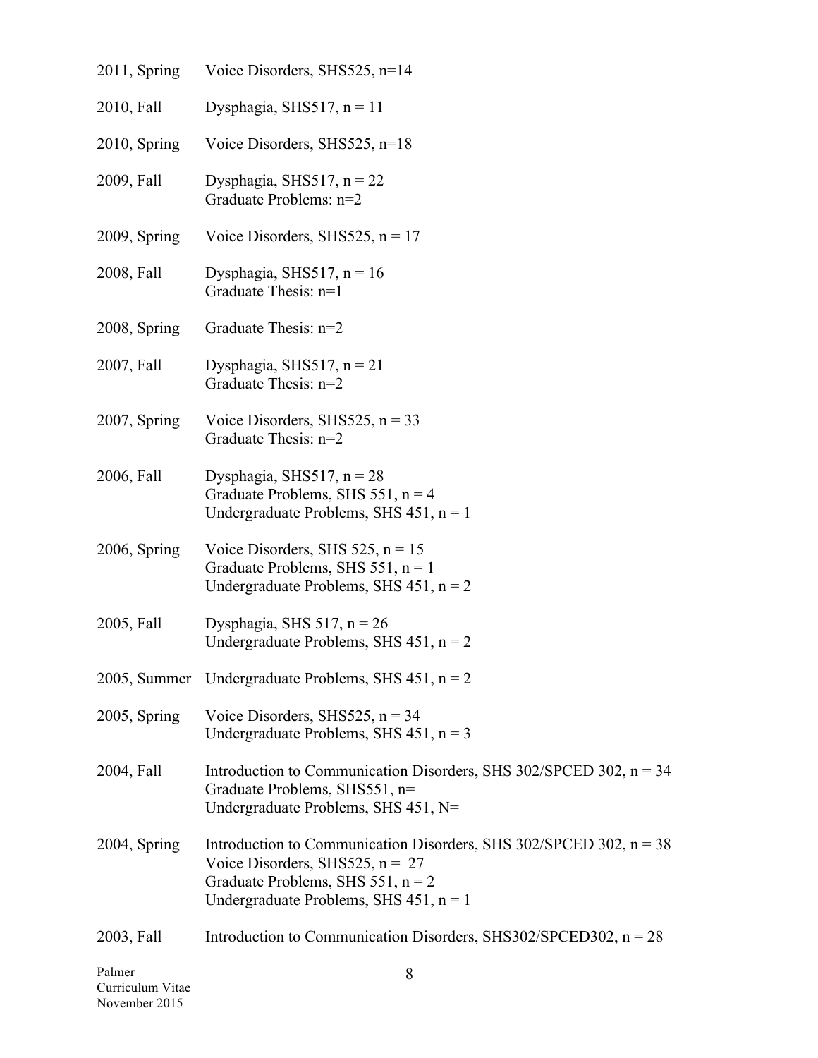| | |
|---|---|
| 2011, Spring | Voice Disorders, SHS525, n=14 |
| 2010, Fall | Dysphagia, SHS517, n = 11 |
| 2010, Spring | Voice Disorders, SHS525, n=18 |
| 2009, Fall | Dysphagia, SHS517, n = 22<br>Graduate Problems: n=2 |
| 2009, Spring | Voice Disorders, SHS525, n = 17 |
| 2008, Fall | Dysphagia, SHS517, n = 16<br>Graduate Thesis: n=1 |
| 2008, Spring | Graduate Thesis: n=2 |
| 2007, Fall | Dysphagia, SHS517, n = 21<br>Graduate Thesis: n=2 |
| 2007, Spring | Voice Disorders, SHS525, n = 33<br>Graduate Thesis: n=2 |
| 2006, Fall | Dysphagia, SHS517, n = 28<br>Graduate Problems, SHS 551, n = 4<br>Undergraduate Problems, SHS 451, n = 1 |
| 2006, Spring | Voice Disorders, SHS 525, n = 15<br>Graduate Problems, SHS 551, n = 1<br>Undergraduate Problems, SHS 451, n = 2 |
| 2005, Fall | Dysphagia, SHS 517, n = 26<br>Undergraduate Problems, SHS 451, n = 2 |
| 2005, Summer | Undergraduate Problems, SHS 451, n = 2 |
| 2005, Spring | Voice Disorders, SHS525, n = 34<br>Undergraduate Problems, SHS 451, n = 3 |
| 2004, Fall | Introduction to Communication Disorders, SHS 302/SPCED 302, n = 34<br>Graduate Problems, SHS551, n=<br>Undergraduate Problems, SHS 451, N= |
| 2004, Spring | Introduction to Communication Disorders, SHS 302/SPCED 302, n = 38<br>Voice Disorders, SHS525, n = 27<br>Graduate Problems, SHS 551, n = 2<br>Undergraduate Problems, SHS 451, n = 1 |
| 2003, Fall | Introduction to Communication Disorders, SHS302/SPCED302, n = 28 |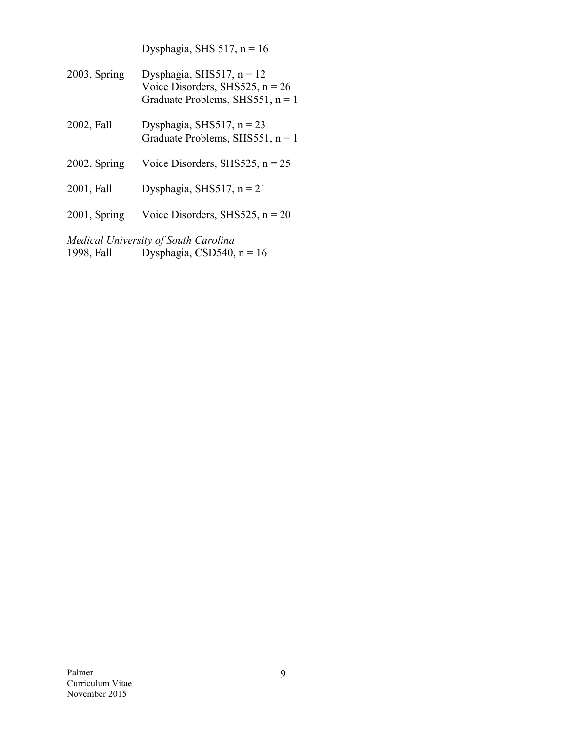Dysphagia, SHS 517, n = 16

2003, Spring — Dysphagia, SHS517, n = 12
Voice Disorders, SHS525, n = 26
Graduate Problems, SHS551, n = 1

2002, Fall — Dysphagia, SHS517, n = 23
Graduate Problems, SHS551, n = 1

2002, Spring — Voice Disorders, SHS525, n = 25

2001, Fall — Dysphagia, SHS517, n = 21

2001, Spring — Voice Disorders, SHS525, n = 20

*Medical University of South Carolina*
1998, Fall — Dysphagia, CSD540, n = 16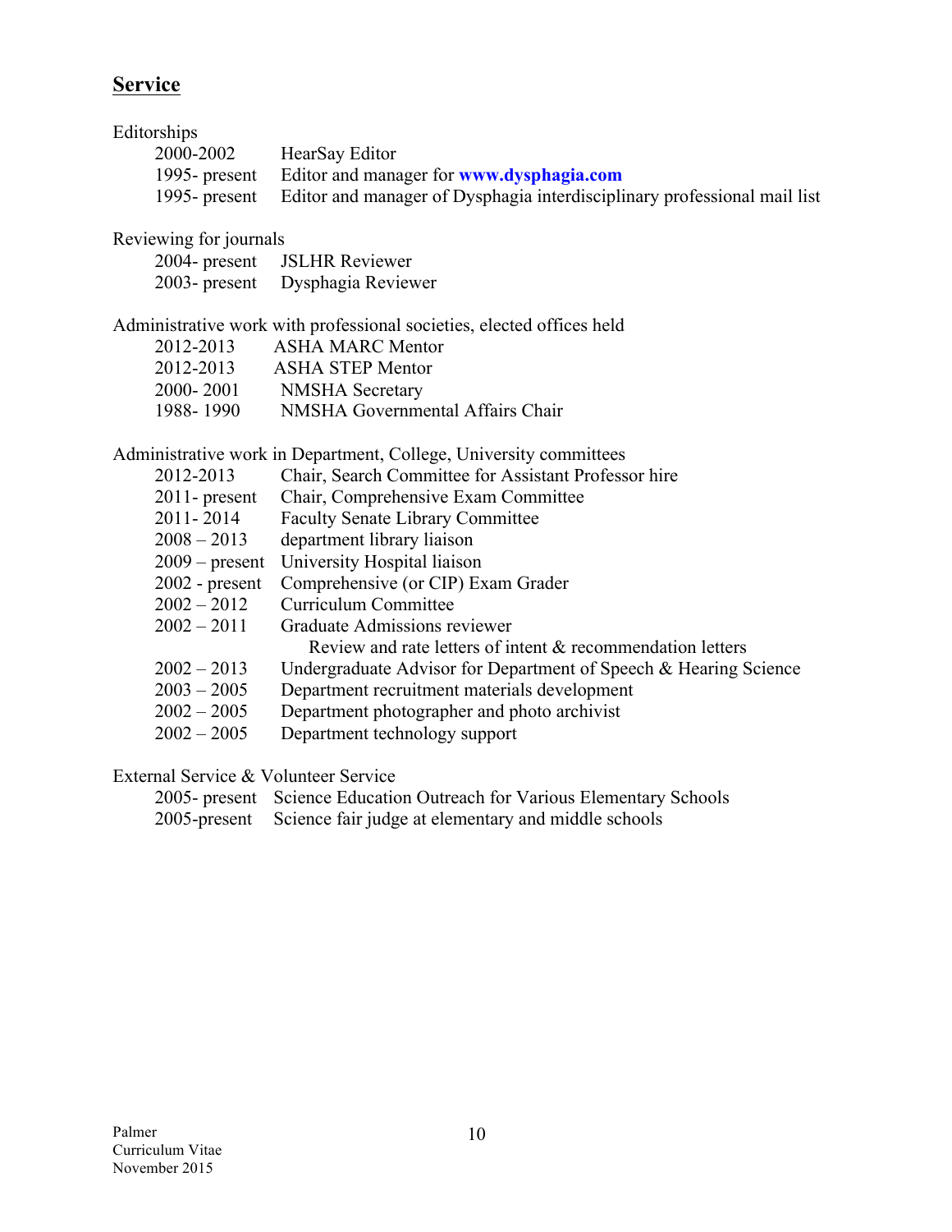## Service

Editorships

- 2000-2002 HearSay Editor
- 1995- present Editor and manager for **www.dysphagia.com**
- 1995- present Editor and manager of Dysphagia interdisciplinary professional mail list

Reviewing for journals

- 2004- present JSLHR Reviewer
- 2003- present Dysphagia Reviewer

Administrative work with professional societies, elected offices held

- 2012-2013 ASHA MARC Mentor
- 2012-2013 ASHA STEP Mentor
- 2000- 2001 NMSHA Secretary
- 1988- 1990 NMSHA Governmental Affairs Chair

Administrative work in Department, College, University committees

- 2012-2013 Chair, Search Committee for Assistant Professor hire
- 2011- present Chair, Comprehensive Exam Committee
- 2011- 2014 Faculty Senate Library Committee
- 2008 – 2013 department library liaison
- 2009 – present University Hospital liaison
- 2002 - present Comprehensive (or CIP) Exam Grader
- 2002 – 2012 Curriculum Committee
- 2002 – 2011 Graduate Admissions reviewer
  - Review and rate letters of intent & recommendation letters
- 2002 – 2013 Undergraduate Advisor for Department of Speech & Hearing Science
- 2003 – 2005 Department recruitment materials development
- 2002 – 2005 Department photographer and photo archivist
- 2002 – 2005 Department technology support

External Service & Volunteer Service

- 2005- present Science Education Outreach for Various Elementary Schools
- 2005-present Science fair judge at elementary and middle schools